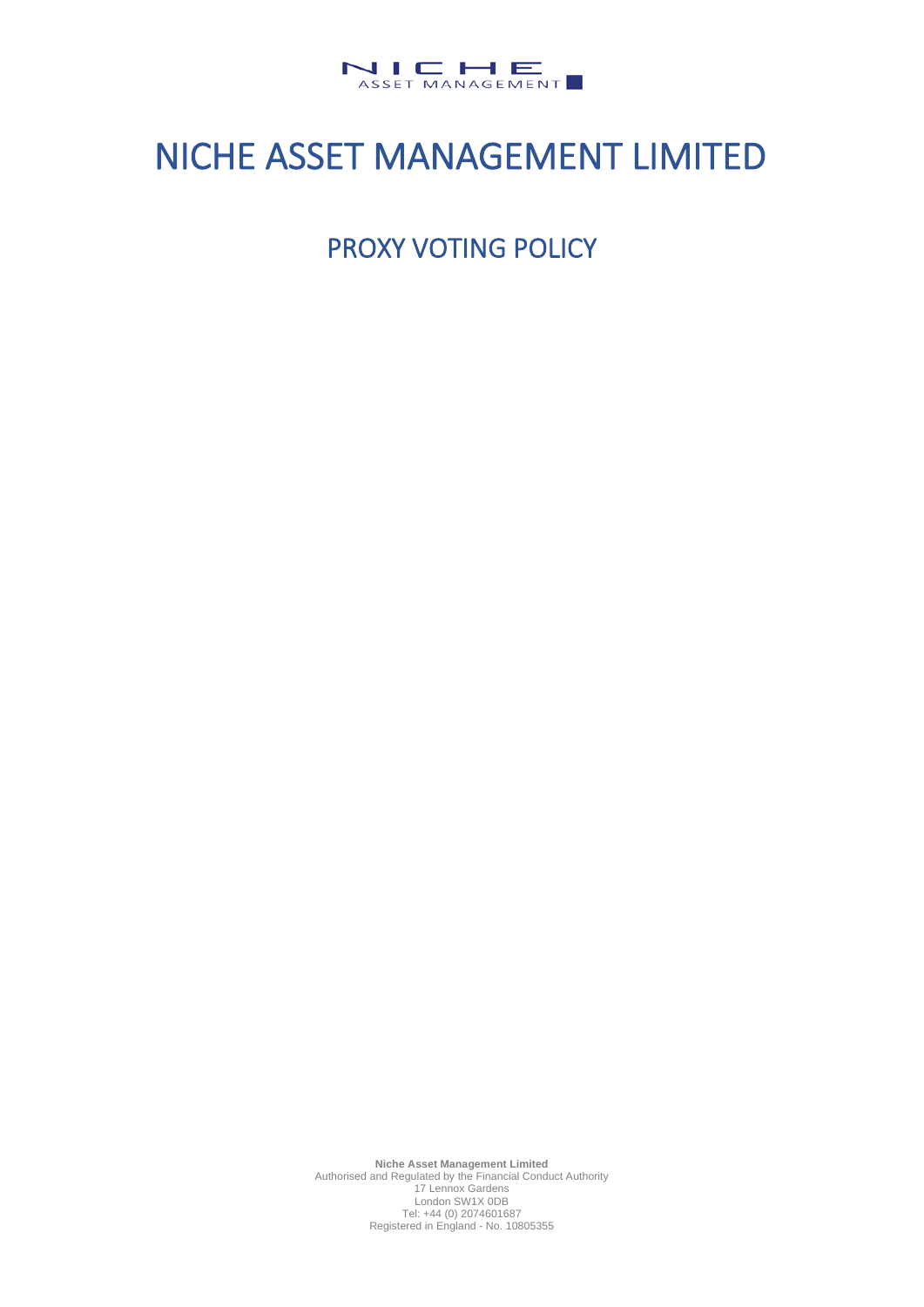NICHE
ASSET MANAGEMENT

# NICHE ASSET MANAGEMENT LIMITED

## PROXY VOTING POLICY

**Niche Asset Management Limited**
Authorised and Regulated by the Financial Conduct Authority
17 Lennox Gardens
London SW1X 0DB
Tel: +44 (0) 2074601687
Registered in England - No. 10805355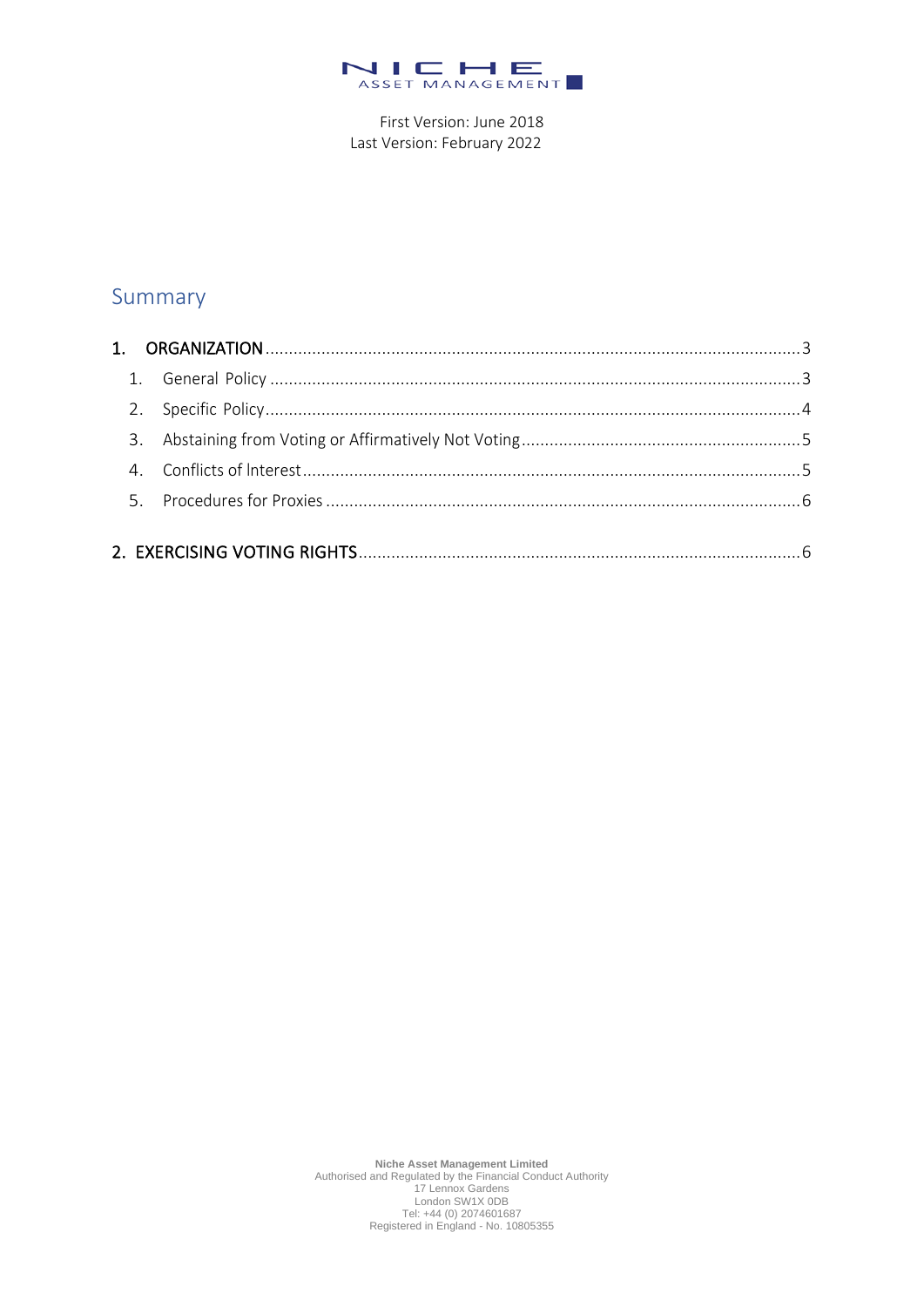NICHE ASSET MANAGEMENT

First Version: June 2018
Last Version: February 2022

# Summary

**1. ORGANIZATION** ........ 3

1. General Policy ........ 3
2. Specific Policy ........ 4
3. Abstaining from Voting or Affirmatively Not Voting ........ 5
4. Conflicts of Interest ........ 5
5. Procedures for Proxies ........ 6

**2. EXERCISING VOTING RIGHTS** ........ 6

**Niche Asset Management Limited**
Authorised and Regulated by the Financial Conduct Authority
17 Lennox Gardens
London SW1X 0DB
Tel: +44 (0) 2074601687
Registered in England - No. 10805355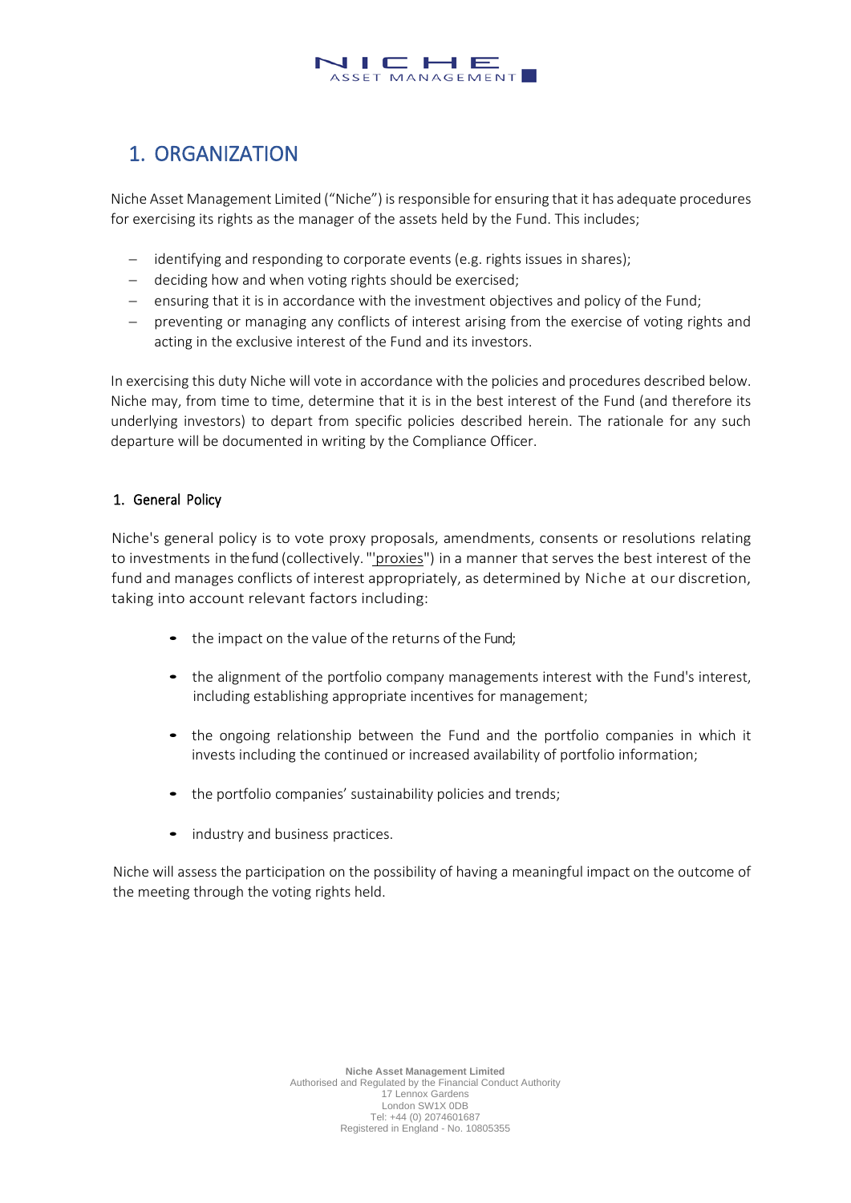# 1. ORGANIZATION

Niche Asset Management Limited ("Niche") is responsible for ensuring that it has adequate procedures for exercising its rights as the manager of the assets held by the Fund. This includes;

- identifying and responding to corporate events (e.g. rights issues in shares);
- deciding how and when voting rights should be exercised;
- ensuring that it is in accordance with the investment objectives and policy of the Fund;
- preventing or managing any conflicts of interest arising from the exercise of voting rights and acting in the exclusive interest of the Fund and its investors.

In exercising this duty Niche will vote in accordance with the policies and procedures described below. Niche may, from time to time, determine that it is in the best interest of the Fund (and therefore its underlying investors) to depart from specific policies described herein. The rationale for any such departure will be documented in writing by the Compliance Officer.

## 1. General Policy

Niche's general policy is to vote proxy proposals, amendments, consents or resolutions relating to investments in the fund (collectively. "'proxies") in a manner that serves the best interest of the fund and manages conflicts of interest appropriately, as determined by Niche at our discretion, taking into account relevant factors including:

- the impact on the value of the returns of the Fund;
- the alignment of the portfolio company managements interest with the Fund's interest, including establishing appropriate incentives for management;
- the ongoing relationship between the Fund and the portfolio companies in which it invests including the continued or increased availability of portfolio information;
- the portfolio companies' sustainability policies and trends;
- industry and business practices.

Niche will assess the participation on the possibility of having a meaningful impact on the outcome of the meeting through the voting rights held.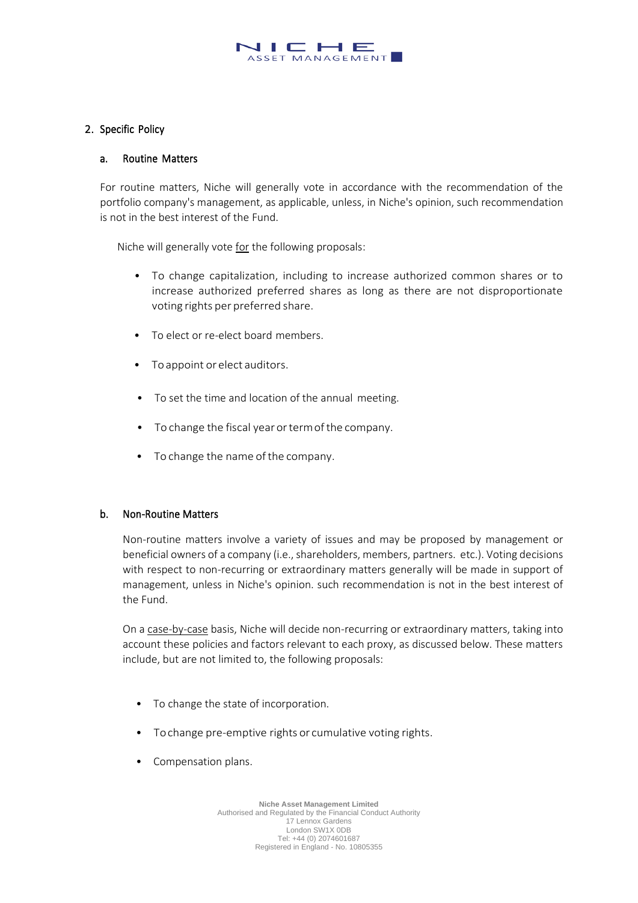## 2. Specific Policy

### a. Routine Matters

For routine matters, Niche will generally vote in accordance with the recommendation of the portfolio company's management, as applicable, unless, in Niche's opinion, such recommendation is not in the best interest of the Fund.

Niche will generally vote <u>for</u> the following proposals:

- To change capitalization, including to increase authorized common shares or to increase authorized preferred shares as long as there are not disproportionate voting rights per preferred share.
- To elect or re-elect board members.
- To appoint or elect auditors.
- To set the time and location of the annual meeting.
- To change the fiscal year or term of the company.
- To change the name of the company.

### b. Non-Routine Matters

Non-routine matters involve a variety of issues and may be proposed by management or beneficial owners of a company (i.e., shareholders, members, partners. etc.). Voting decisions with respect to non-recurring or extraordinary matters generally will be made in support of management, unless in Niche's opinion. such recommendation is not in the best interest of the Fund.

On a <u>case-by-case</u> basis, Niche will decide non-recurring or extraordinary matters, taking into account these policies and factors relevant to each proxy, as discussed below. These matters include, but are not limited to, the following proposals:

- To change the state of incorporation.
- To change pre-emptive rights or cumulative voting rights.
- Compensation plans.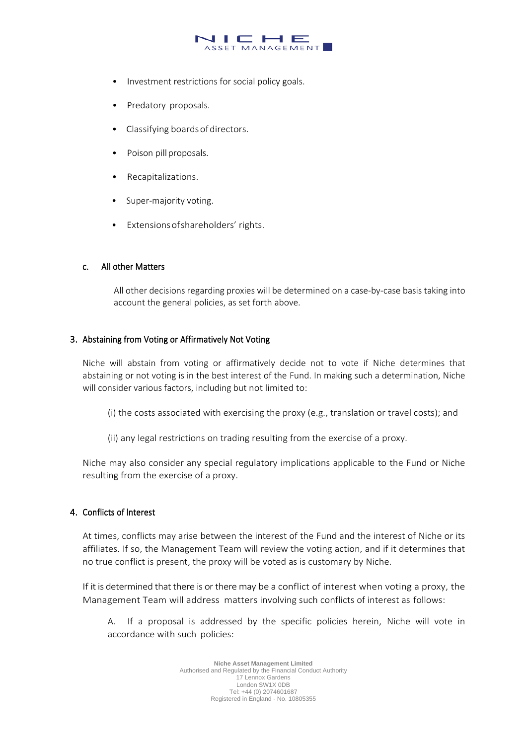- Investment restrictions for social policy goals.
- Predatory proposals.
- Classifying boards of directors.
- Poison pill proposals.
- Recapitalizations.
- Super-majority voting.
- Extensions of shareholders' rights.

#### c. All other Matters

All other decisions regarding proxies will be determined on a case-by-case basis taking into account the general policies, as set forth above.

### 3. Abstaining from Voting or Affirmatively Not Voting

Niche will abstain from voting or affirmatively decide not to vote if Niche determines that abstaining or not voting is in the best interest of the Fund. In making such a determination, Niche will consider various factors, including but not limited to:

(i) the costs associated with exercising the proxy (e.g., translation or travel costs); and

(ii) any legal restrictions on trading resulting from the exercise of a proxy.

Niche may also consider any special regulatory implications applicable to the Fund or Niche resulting from the exercise of a proxy.

### 4. Conflicts of Interest

At times, conflicts may arise between the interest of the Fund and the interest of Niche or its affiliates. If so, the Management Team will review the voting action, and if it determines that no true conflict is present, the proxy will be voted as is customary by Niche.

If it is determined that there is or there may be a conflict of interest when voting a proxy, the Management Team will address matters involving such conflicts of interest as follows:

A. If a proposal is addressed by the specific policies herein, Niche will vote in accordance with such policies: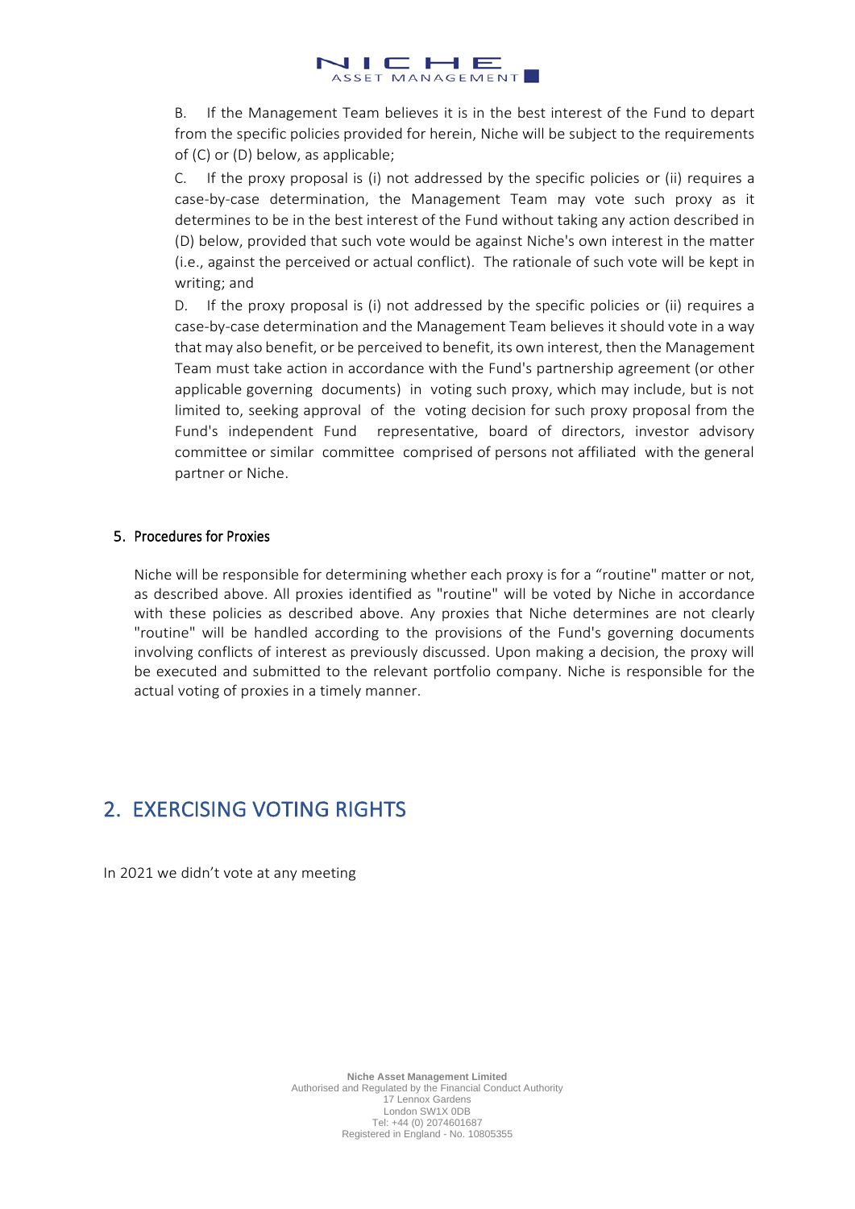B. If the Management Team believes it is in the best interest of the Fund to depart from the specific policies provided for herein, Niche will be subject to the requirements of (C) or (D) below, as applicable;

C. If the proxy proposal is (i) not addressed by the specific policies or (ii) requires a case-by-case determination, the Management Team may vote such proxy as it determines to be in the best interest of the Fund without taking any action described in (D) below, provided that such vote would be against Niche's own interest in the matter (i.e., against the perceived or actual conflict). The rationale of such vote will be kept in writing; and

D. If the proxy proposal is (i) not addressed by the specific policies or (ii) requires a case-by-case determination and the Management Team believes it should vote in a way that may also benefit, or be perceived to benefit, its own interest, then the Management Team must take action in accordance with the Fund's partnership agreement (or other applicable governing documents) in voting such proxy, which may include, but is not limited to, seeking approval of the voting decision for such proxy proposal from the Fund's independent Fund representative, board of directors, investor advisory committee or similar committee comprised of persons not affiliated with the general partner or Niche.

### 5. Procedures for Proxies

Niche will be responsible for determining whether each proxy is for a "routine" matter or not, as described above. All proxies identified as "routine" will be voted by Niche in accordance with these policies as described above. Any proxies that Niche determines are not clearly "routine" will be handled according to the provisions of the Fund's governing documents involving conflicts of interest as previously discussed. Upon making a decision, the proxy will be executed and submitted to the relevant portfolio company. Niche is responsible for the actual voting of proxies in a timely manner.

## 2. EXERCISING VOTING RIGHTS

In 2021 we didn't vote at any meeting